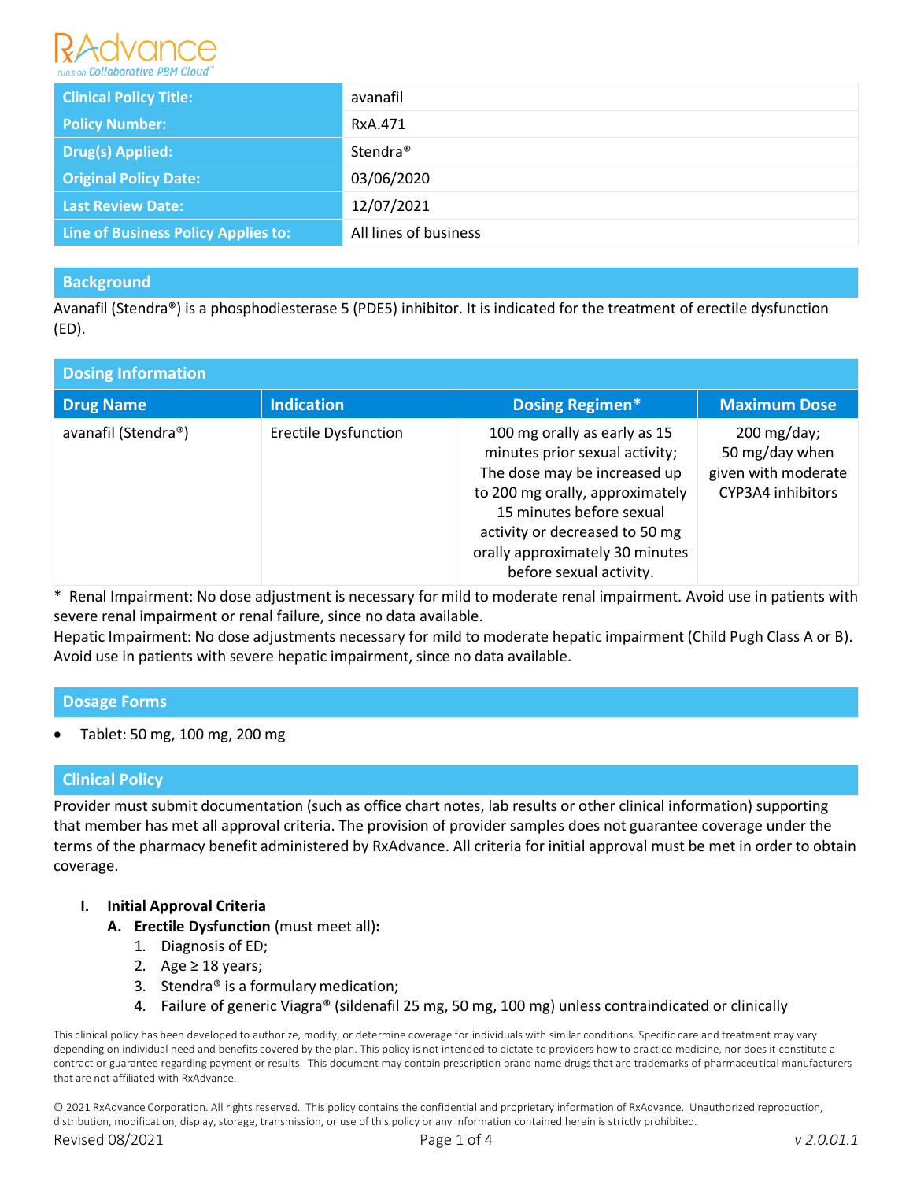| Clinical Policy Title: | avanafil |
|---|---|
| Policy Number: | RxA.471 |
| Drug(s) Applied: | Stendra® |
| Original Policy Date: | 03/06/2020 |
| Last Review Date: | 12/07/2021 |
| Line of Business Policy Applies to: | All lines of business |

## Background

Avanafil (Stendra®) is a phosphodiesterase 5 (PDE5) inhibitor. It is indicated for the treatment of erectile dysfunction (ED).

## Dosing Information

| Drug Name | Indication | Dosing Regimen* | Maximum Dose |
|---|---|---|---|
| avanafil (Stendra®) | Erectile Dysfunction | 100 mg orally as early as 15 minutes prior sexual activity; The dose may be increased up to 200 mg orally, approximately 15 minutes before sexual activity or decreased to 50 mg orally approximately 30 minutes before sexual activity. | 200 mg/day; 50 mg/day when given with moderate CYP3A4 inhibitors |

\* Renal Impairment: No dose adjustment is necessary for mild to moderate renal impairment. Avoid use in patients with severe renal impairment or renal failure, since no data available.
Hepatic Impairment: No dose adjustments necessary for mild to moderate hepatic impairment (Child Pugh Class A or B). Avoid use in patients with severe hepatic impairment, since no data available.

## Dosage Forms

- Tablet: 50 mg, 100 mg, 200 mg

## Clinical Policy

Provider must submit documentation (such as office chart notes, lab results or other clinical information) supporting that member has met all approval criteria. The provision of provider samples does not guarantee coverage under the terms of the pharmacy benefit administered by RxAdvance. All criteria for initial approval must be met in order to obtain coverage.

- **I. Initial Approval Criteria**
  - **A. Erectile Dysfunction** (must meet all)**:**
    1. Diagnosis of ED;
    2. Age ≥ 18 years;
    3. Stendra® is a formulary medication;
    4. Failure of generic Viagra® (sildenafil 25 mg, 50 mg, 100 mg) unless contraindicated or clinically

This clinical policy has been developed to authorize, modify, or determine coverage for individuals with similar conditions. Specific care and treatment may vary depending on individual need and benefits covered by the plan. This policy is not intended to dictate to providers how to practice medicine, nor does it constitute a contract or guarantee regarding payment or results. This document may contain prescription brand name drugs that are trademarks of pharmaceutical manufacturers that are not affiliated with RxAdvance.

© 2021 RxAdvance Corporation. All rights reserved. This policy contains the confidential and proprietary information of RxAdvance. Unauthorized reproduction, distribution, modification, display, storage, transmission, or use of this policy or any information contained herein is strictly prohibited.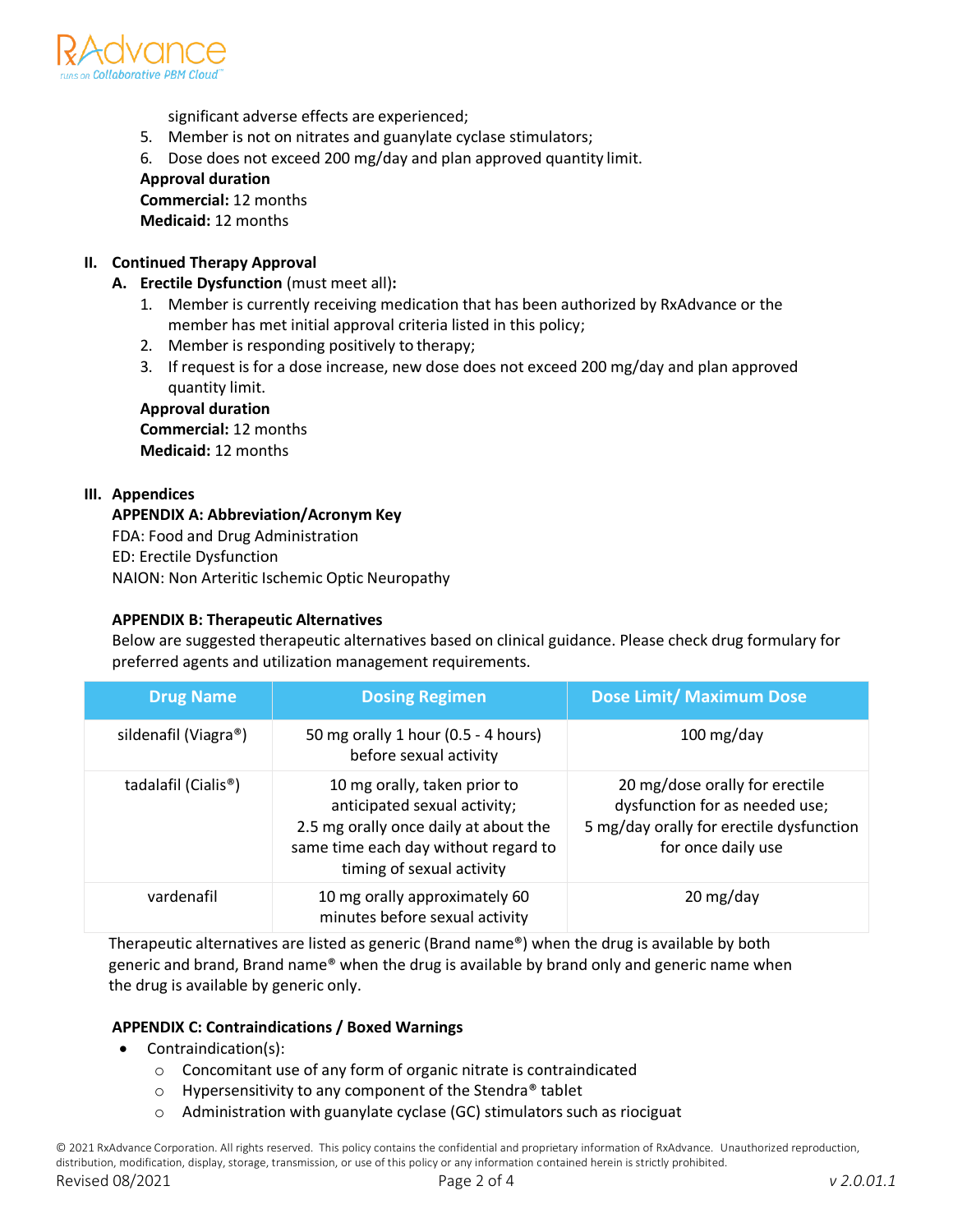significant adverse effects are experienced;

5. Member is not on nitrates and guanylate cyclase stimulators;
6. Dose does not exceed 200 mg/day and plan approved quantity limit.

**Approval duration**
**Commercial:** 12 months
**Medicaid:** 12 months

## II. Continued Therapy Approval

**A. Erectile Dysfunction** (must meet all)**:**

1. Member is currently receiving medication that has been authorized by RxAdvance or the member has met initial approval criteria listed in this policy;
2. Member is responding positively to therapy;
3. If request is for a dose increase, new dose does not exceed 200 mg/day and plan approved quantity limit.

**Approval duration**
**Commercial:** 12 months
**Medicaid:** 12 months

## III. Appendices

**APPENDIX A: Abbreviation/Acronym Key**

FDA: Food and Drug Administration
ED: Erectile Dysfunction
NAION: Non Arteritic Ischemic Optic Neuropathy

**APPENDIX B: Therapeutic Alternatives**

Below are suggested therapeutic alternatives based on clinical guidance. Please check drug formulary for preferred agents and utilization management requirements.

| Drug Name | Dosing Regimen | Dose Limit/ Maximum Dose |
|---|---|---|
| sildenafil (Viagra®) | 50 mg orally 1 hour (0.5 - 4 hours) before sexual activity | 100 mg/day |
| tadalafil (Cialis®) | 10 mg orally, taken prior to anticipated sexual activity;<br>2.5 mg orally once daily at about the same time each day without regard to timing of sexual activity | 20 mg/dose orally for erectile dysfunction for as needed use;<br>5 mg/day orally for erectile dysfunction for once daily use |
| vardenafil | 10 mg orally approximately 60 minutes before sexual activity | 20 mg/day |

Therapeutic alternatives are listed as generic (Brand name®) when the drug is available by both generic and brand, Brand name® when the drug is available by brand only and generic name when the drug is available by generic only.

**APPENDIX C: Contraindications / Boxed Warnings**

- Contraindication(s):
  - Concomitant use of any form of organic nitrate is contraindicated
  - Hypersensitivity to any component of the Stendra® tablet
  - Administration with guanylate cyclase (GC) stimulators such as riociguat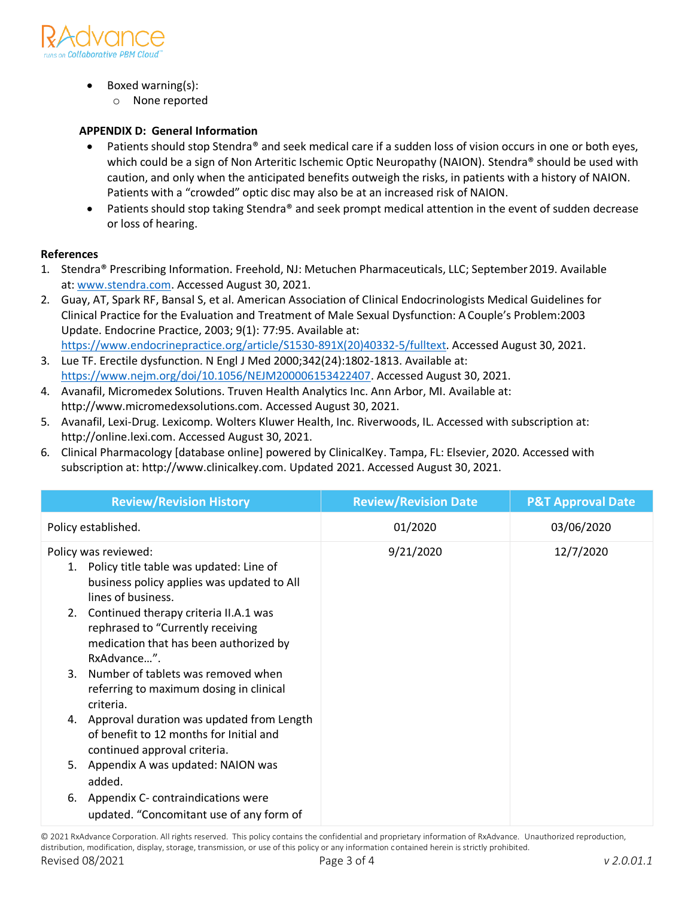- Boxed warning(s):
  - None reported

**APPENDIX D: General Information**

- Patients should stop Stendra® and seek medical care if a sudden loss of vision occurs in one or both eyes, which could be a sign of Non Arteritic Ischemic Optic Neuropathy (NAION). Stendra® should be used with caution, and only when the anticipated benefits outweigh the risks, in patients with a history of NAION. Patients with a "crowded" optic disc may also be at an increased risk of NAION.
- Patients should stop taking Stendra® and seek prompt medical attention in the event of sudden decrease or loss of hearing.

**References**

1. Stendra® Prescribing Information. Freehold, NJ: Metuchen Pharmaceuticals, LLC; September 2019. Available at: www.stendra.com. Accessed August 30, 2021.
2. Guay, AT, Spark RF, Bansal S, et al. American Association of Clinical Endocrinologists Medical Guidelines for Clinical Practice for the Evaluation and Treatment of Male Sexual Dysfunction: A Couple's Problem:2003 Update. Endocrine Practice, 2003; 9(1): 77:95. Available at: https://www.endocrinepractice.org/article/S1530-891X(20)40332-5/fulltext. Accessed August 30, 2021.
3. Lue TF. Erectile dysfunction. N Engl J Med 2000;342(24):1802-1813. Available at: https://www.nejm.org/doi/10.1056/NEJM200006153422407. Accessed August 30, 2021.
4. Avanafil, Micromedex Solutions. Truven Health Analytics Inc. Ann Arbor, MI. Available at: http://www.micromedexsolutions.com. Accessed August 30, 2021.
5. Avanafil, Lexi-Drug. Lexicomp. Wolters Kluwer Health, Inc. Riverwoods, IL. Accessed with subscription at: http://online.lexi.com. Accessed August 30, 2021.
6. Clinical Pharmacology [database online] powered by ClinicalKey. Tampa, FL: Elsevier, 2020. Accessed with subscription at: http://www.clinicalkey.com. Updated 2021. Accessed August 30, 2021.

| Review/Revision History | Review/Revision Date | P&T Approval Date |
|---|---|---|
| Policy established. | 01/2020 | 03/06/2020 |
| Policy was reviewed:<br>1. Policy title table was updated: Line of business policy applies was updated to All lines of business.<br>2. Continued therapy criteria II.A.1 was rephrased to "Currently receiving medication that has been authorized by RxAdvance…".<br>3. Number of tablets was removed when referring to maximum dosing in clinical criteria.<br>4. Approval duration was updated from Length of benefit to 12 months for Initial and continued approval criteria.<br>5. Appendix A was updated: NAION was added.<br>6. Appendix C- contraindications were updated. "Concomitant use of any form of | 9/21/2020 | 12/7/2020 |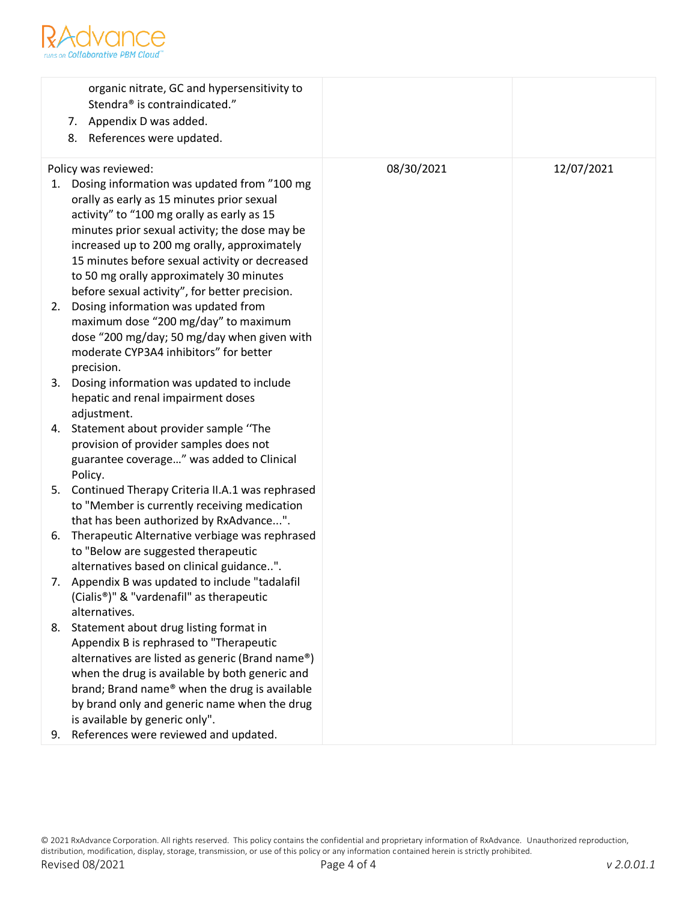| | | |
|---|---|---|
| organic nitrate, GC and hypersensitivity to Stendra® is contraindicated."<br>7. Appendix D was added.<br>8. References were updated. | | |
| Policy was reviewed:<br>1. Dosing information was updated from "100 mg orally as early as 15 minutes prior sexual activity" to "100 mg orally as early as 15 minutes prior sexual activity; the dose may be increased up to 200 mg orally, approximately 15 minutes before sexual activity or decreased to 50 mg orally approximately 30 minutes before sexual activity", for better precision.<br>2. Dosing information was updated from maximum dose "200 mg/day" to maximum dose "200 mg/day; 50 mg/day when given with moderate CYP3A4 inhibitors" for better precision.<br>3. Dosing information was updated to include hepatic and renal impairment doses adjustment.<br>4. Statement about provider sample ''The provision of provider samples does not guarantee coverage…" was added to Clinical Policy.<br>5. Continued Therapy Criteria II.A.1 was rephrased to "Member is currently receiving medication that has been authorized by RxAdvance...".<br>6. Therapeutic Alternative verbiage was rephrased to "Below are suggested therapeutic alternatives based on clinical guidance..".<br>7. Appendix B was updated to include "tadalafil (Cialis®)" & "vardenafil" as therapeutic alternatives.<br>8. Statement about drug listing format in Appendix B is rephrased to "Therapeutic alternatives are listed as generic (Brand name®) when the drug is available by both generic and brand; Brand name® when the drug is available by brand only and generic name when the drug is available by generic only".<br>9. References were reviewed and updated. | 08/30/2021 | 12/07/2021 |

© 2021 RxAdvance Corporation. All rights reserved. This policy contains the confidential and proprietary information of RxAdvance. Unauthorized reproduction, distribution, modification, display, storage, transmission, or use of this policy or any information contained herein is strictly prohibited.

Revised 08/2021 v 2.0.01.1